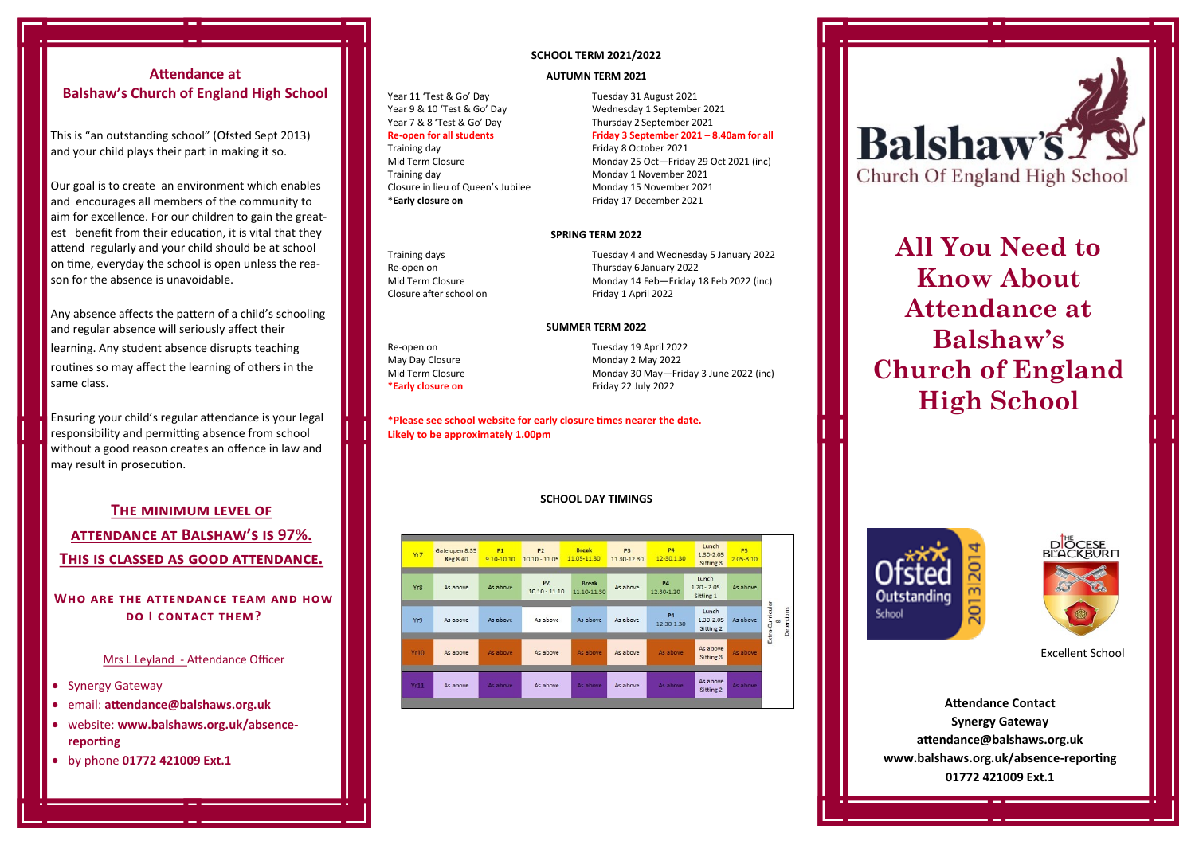## Attendance at Balshaw's Church of England High School

This is "an outstanding school" (Ofsted Sept 2013) and your child plays their part in making it so.

Our goal is to create an environment which enables and encourages all members of the community to aim for excellence. For our children to gain the greatest benefit from their education, it is vital that they attend regularly and your child should be at school on time, everyday the school is open unless the reason for the absence is unavoidable.

Any absence affects the pattern of a child's schooling and regular absence will seriously affect their learning. Any student absence disrupts teaching routines so may affect the learning of others in the same class.

Ensuring your child's regular attendance is your legal responsibility and permitting absence from school without a good reason creates an offence in law and may result in prosecution.

### The minimum level of attendance at Balshaw's is 97%. This is classed as good attendance.

### Who are the attendance team and how do I contact them?

Mrs L Leyland - Attendance Officer

- Synergy Gateway
- email: **attendance@balshaws.org.uk**
- website: **www.balshaws.org.uk/absence-reporting**
- by phone **01772 421009 Ext.1**

## SCHOOL TERM 2021/2022

### AUTUMN TERM 2021

| | |
|---|---|
| Year 11 'Test & Go' Day | Tuesday 31 August 2021 |
| Year 9 & 10 'Test & Go' Day | Wednesday 1 September 2021 |
| Year 7 & 8 'Test & Go' Day | Thursday 2 September 2021 |
| **Re-open for all students** | **Friday 3 September 2021 – 8.40am for all** |
| Training day | Friday 8 October 2021 |
| Mid Term Closure | Monday 25 Oct—Friday 29 Oct 2021 (inc) |
| Training day | Monday 1 November 2021 |
| Closure in lieu of Queen's Jubilee | Monday 15 November 2021 |
| ***Early closure on** | Friday 17 December 2021 |

### SPRING TERM 2022

| | |
|---|---|
| Training days | Tuesday 4 and Wednesday 5 January 2022 |
| Re-open on | Thursday 6 January 2022 |
| Mid Term Closure | Monday 14 Feb—Friday 18 Feb 2022 (inc) |
| Closure after school on | Friday 1 April 2022 |

### SUMMER TERM 2022

| | |
|---|---|
| Re-open on | Tuesday 19 April 2022 |
| May Day Closure | Monday 2 May 2022 |
| Mid Term Closure | Monday 30 May—Friday 3 June 2022 (inc) |
| ***Early closure on** | Friday 22 July 2022 |

***Please see school website for early closure times nearer the date. Likely to be approximately 1.00pm**

### SCHOOL DAY TIMINGS

| | | | | | | | | | |
|---|---|---|---|---|---|---|---|---|---|
| Yr7 | Gate open 8.35 Reg 8.40 | P1 9.10-10.10 | P2 10.10 - 11.05 | Break 11.05-11.30 | P3 11.30-12.30 | P4 12-30-1.30 | Lunch 1.30-2.05 Sitting 3 | P5 2.05-3.10 | Extra-Curricular & Detentions |
| Yr8 | As above | As above | P2 10.10 - 11.10 | Break 11.10-11.30 | As above | P4 12.30-1.20 | Lunch 1.20 - 2.05 Sitting 1 | As above | |
| Yr9 | As above | As above | As above | As above | As above | P4 12.30-1.30 | Lunch 1.30-2.05 Sitting 2 | As above | |
| Yr10 | As above | As above | As above | As above | As above | As above | As above Sitting 3 | As above | |
| Yr11 | As above | As above | As above | As above | As above | As above | As above Sitting 2 | As above | |

Balshaw's Church Of England High School

# All You Need to Know About Attendance at Balshaw's Church of England High School

Ofsted Outstanding School 2013|2014

The Diocese of Blackburn — Excellent School

**Attendance Contact**
**Synergy Gateway**
**attendance@balshaws.org.uk**
**www.balshaws.org.uk/absence-reporting**
**01772 421009 Ext.1**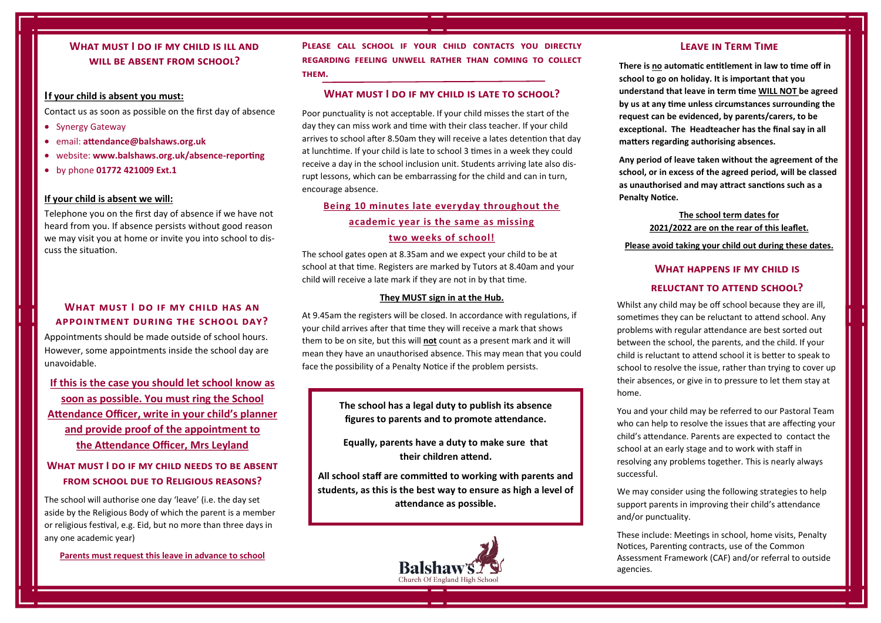## What must I do if my child is ill and will be absent from school?

**If your child is absent you must:**

Contact us as soon as possible on the first day of absence

- Synergy Gateway
- email: **attendance@balshaws.org.uk**
- website: **www.balshaws.org.uk/absence-reporting**
- by phone **01772 421009 Ext.1**

**If your child is absent we will:**

Telephone you on the first day of absence if we have not heard from you. If absence persists without good reason we may visit you at home or invite you into school to discuss the situation.

## What must I do if my child has an appointment during the school day?

Appointments should be made outside of school hours. However, some appointments inside the school day are unavoidable.

**If this is the case you should let school know as soon as possible. You must ring the School Attendance Officer, write in your child's planner and provide proof of the appointment to the Attendance Officer, Mrs Leyland**

## What must I do if my child needs to be absent from school due to Religious reasons?

The school will authorise one day 'leave' (i.e. the day set aside by the Religious Body of which the parent is a member or religious festival, e.g. Eid, but no more than three days in any one academic year)

**Parents must request this leave in advance to school**

**Please call school if your child contacts you directly regarding feeling unwell rather than coming to collect them.**

## What must I do if my child is late to school?

Poor punctuality is not acceptable. If your child misses the start of the day they can miss work and time with their class teacher. If your child arrives to school after 8.50am they will receive a lates detention that day at lunchtime. If your child is late to school 3 times in a week they could receive a day in the school inclusion unit. Students arriving late also disrupt lessons, which can be embarrassing for the child and can in turn, encourage absence.

**Being 10 minutes late everyday throughout the academic year is the same as missing two weeks of school!**

The school gates open at 8.35am and we expect your child to be at school at that time. Registers are marked by Tutors at 8.40am and your child will receive a late mark if they are not in by that time.

**They MUST sign in at the Hub.**

At 9.45am the registers will be closed. In accordance with regulations, if your child arrives after that time they will receive a mark that shows them to be on site, but this will **not** count as a present mark and it will mean they have an unauthorised absence. This may mean that you could face the possibility of a Penalty Notice if the problem persists.

**The school has a legal duty to publish its absence figures to parents and to promote attendance.**

**Equally, parents have a duty to make sure that their children attend.**

**All school staff are committed to working with parents and students, as this is the best way to ensure as high a level of attendance as possible.**

Balshaw's
Church Of England High School

## Leave in Term Time

**There is no automatic entitlement in law to time off in school to go on holiday. It is important that you understand that leave in term time WILL NOT be agreed by us at any time unless circumstances surrounding the request can be evidenced, by parents/carers, to be exceptional. The Headteacher has the final say in all matters regarding authorising absences.**

**Any period of leave taken without the agreement of the school, or in excess of the agreed period, will be classed as unauthorised and may attract sanctions such as a Penalty Notice.**

**The school term dates for 2021/2022 are on the rear of this leaflet.**

**Please avoid taking your child out during these dates.**

## What happens if my child is reluctant to attend school?

Whilst any child may be off school because they are ill, sometimes they can be reluctant to attend school. Any problems with regular attendance are best sorted out between the school, the parents, and the child. If your child is reluctant to attend school it is better to speak to school to resolve the issue, rather than trying to cover up their absences, or give in to pressure to let them stay at home.

You and your child may be referred to our Pastoral Team who can help to resolve the issues that are affecting your child's attendance. Parents are expected to contact the school at an early stage and to work with staff in resolving any problems together. This is nearly always successful.

We may consider using the following strategies to help support parents in improving their child's attendance and/or punctuality.

These include: Meetings in school, home visits, Penalty Notices, Parenting contracts, use of the Common Assessment Framework (CAF) and/or referral to outside agencies.